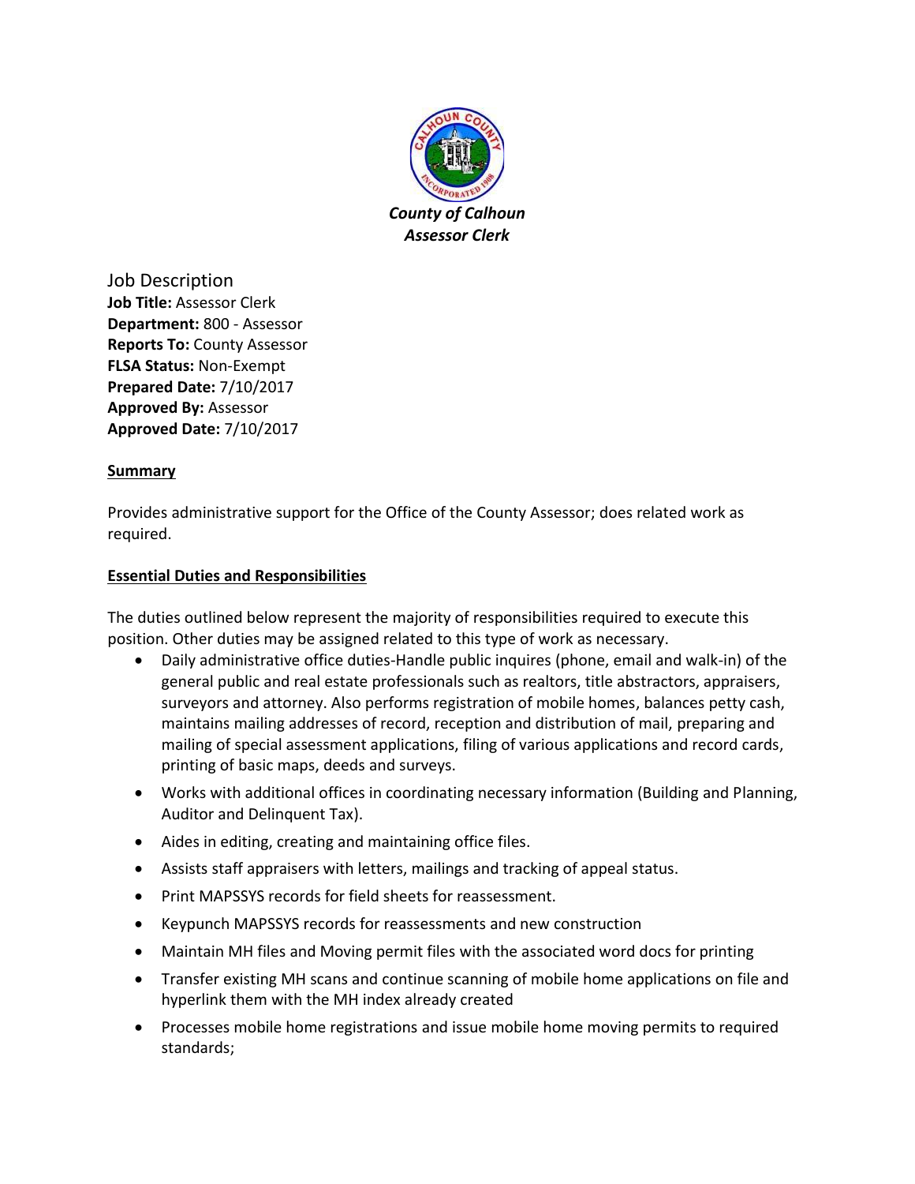***County of Calhoun***
***Assessor Clerk***

# Job Description

**Job Title:** Assessor Clerk
**Department:** 800 - Assessor
**Reports To:** County Assessor
**FLSA Status:** Non-Exempt
**Prepared Date:** 7/10/2017
**Approved By:** Assessor
**Approved Date:** 7/10/2017

## Summary

Provides administrative support for the Office of the County Assessor; does related work as required.

## Essential Duties and Responsibilities

The duties outlined below represent the majority of responsibilities required to execute this position. Other duties may be assigned related to this type of work as necessary.

- Daily administrative office duties-Handle public inquires (phone, email and walk-in) of the general public and real estate professionals such as realtors, title abstractors, appraisers, surveyors and attorney. Also performs registration of mobile homes, balances petty cash, maintains mailing addresses of record, reception and distribution of mail, preparing and mailing of special assessment applications, filing of various applications and record cards, printing of basic maps, deeds and surveys.
- Works with additional offices in coordinating necessary information (Building and Planning, Auditor and Delinquent Tax).
- Aides in editing, creating and maintaining office files.
- Assists staff appraisers with letters, mailings and tracking of appeal status.
- Print MAPSSYS records for field sheets for reassessment.
- Keypunch MAPSSYS records for reassessments and new construction
- Maintain MH files and Moving permit files with the associated word docs for printing
- Transfer existing MH scans and continue scanning of mobile home applications on file and hyperlink them with the MH index already created
- Processes mobile home registrations and issue mobile home moving permits to required standards;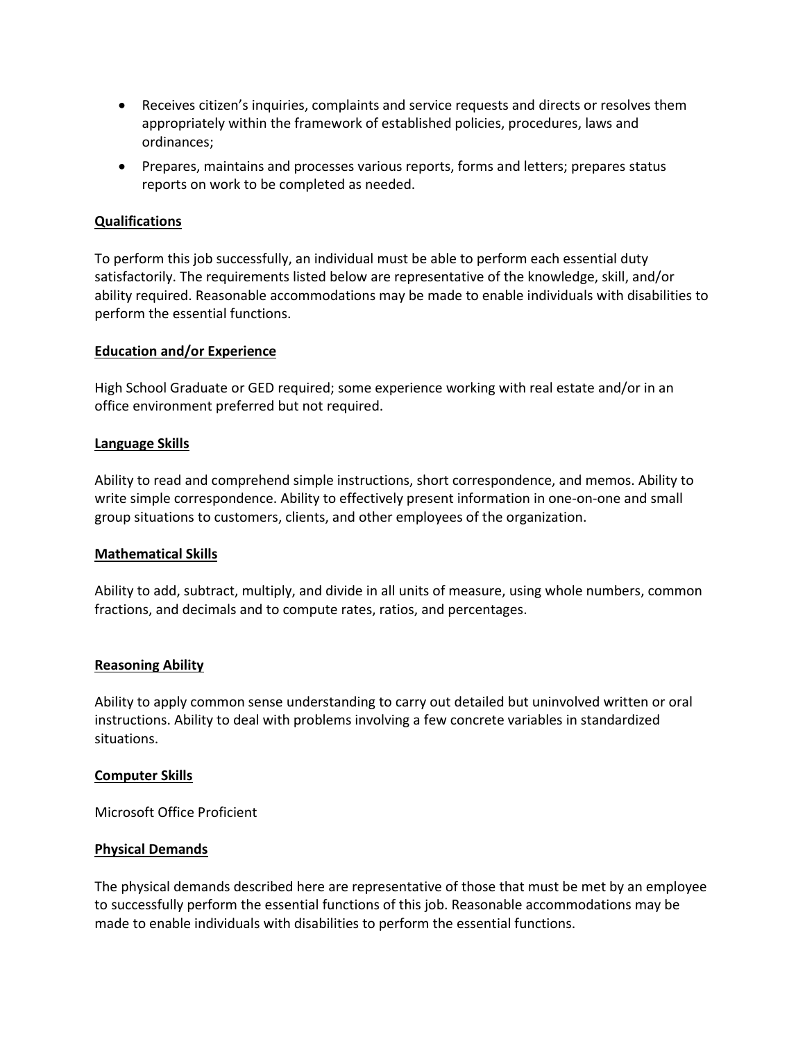- Receives citizen's inquiries, complaints and service requests and directs or resolves them appropriately within the framework of established policies, procedures, laws and ordinances;
- Prepares, maintains and processes various reports, forms and letters; prepares status reports on work to be completed as needed.

**Qualifications**

To perform this job successfully, an individual must be able to perform each essential duty satisfactorily. The requirements listed below are representative of the knowledge, skill, and/or ability required. Reasonable accommodations may be made to enable individuals with disabilities to perform the essential functions.

**Education and/or Experience**

High School Graduate or GED required; some experience working with real estate and/or in an office environment preferred but not required.

**Language Skills**

Ability to read and comprehend simple instructions, short correspondence, and memos. Ability to write simple correspondence. Ability to effectively present information in one-on-one and small group situations to customers, clients, and other employees of the organization.

**Mathematical Skills**

Ability to add, subtract, multiply, and divide in all units of measure, using whole numbers, common fractions, and decimals and to compute rates, ratios, and percentages.

**Reasoning Ability**

Ability to apply common sense understanding to carry out detailed but uninvolved written or oral instructions. Ability to deal with problems involving a few concrete variables in standardized situations.

**Computer Skills**

Microsoft Office Proficient

**Physical Demands**

The physical demands described here are representative of those that must be met by an employee to successfully perform the essential functions of this job. Reasonable accommodations may be made to enable individuals with disabilities to perform the essential functions.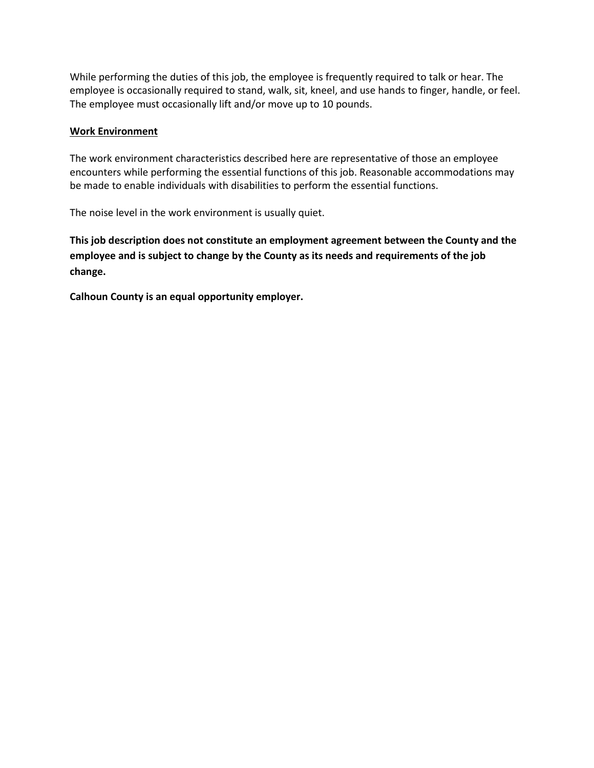While performing the duties of this job, the employee is frequently required to talk or hear. The employee is occasionally required to stand, walk, sit, kneel, and use hands to finger, handle, or feel. The employee must occasionally lift and/or move up to 10 pounds.

**Work Environment**

The work environment characteristics described here are representative of those an employee encounters while performing the essential functions of this job. Reasonable accommodations may be made to enable individuals with disabilities to perform the essential functions.

The noise level in the work environment is usually quiet.

**This job description does not constitute an employment agreement between the County and the employee and is subject to change by the County as its needs and requirements of the job change.**

**Calhoun County is an equal opportunity employer.**